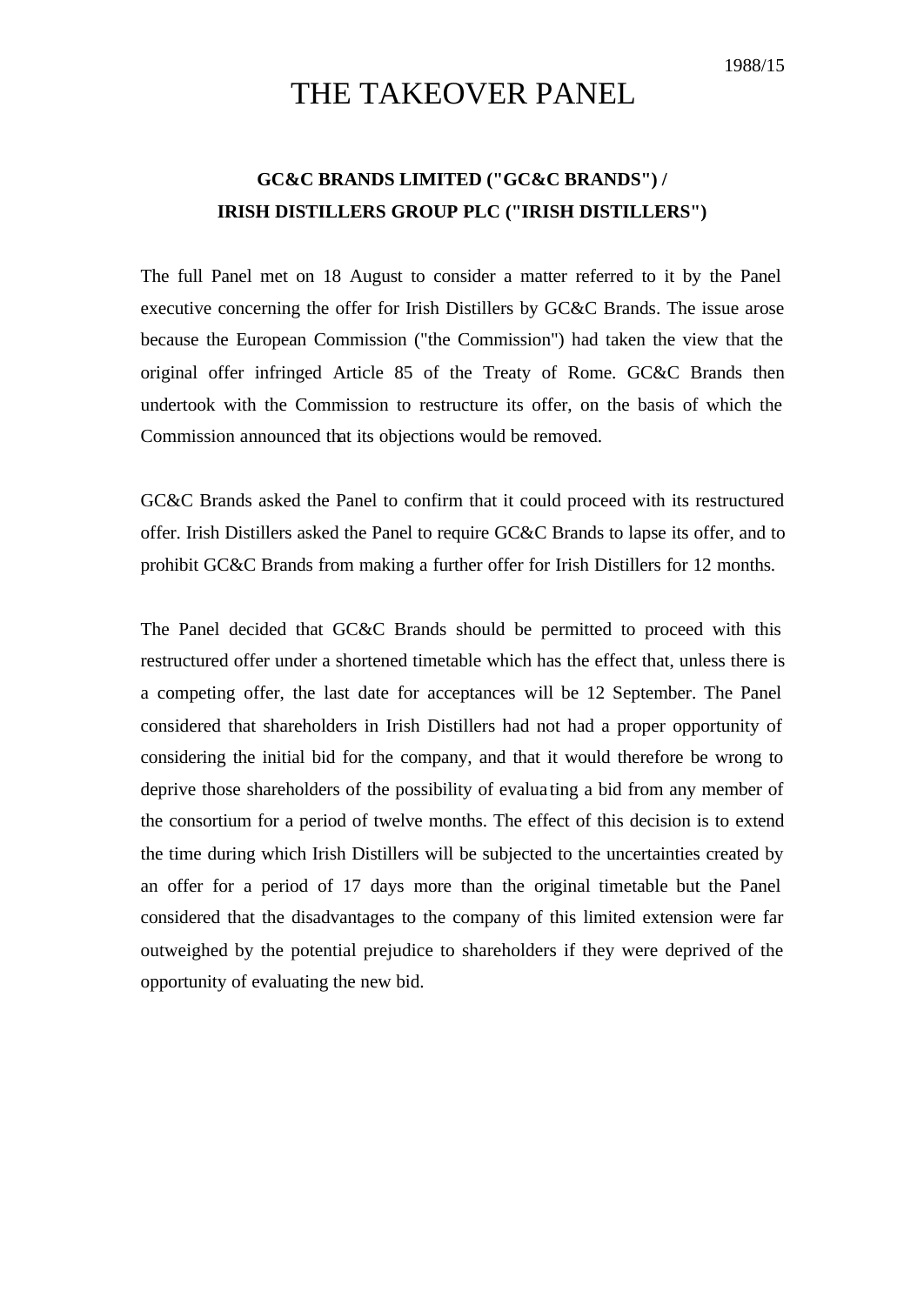1988/15

# THE TAKEOVER PANEL

## GC&C BRANDS LIMITED ("GC&C BRANDS") / IRISH DISTILLERS GROUP PLC ("IRISH DISTILLERS")

The full Panel met on 18 August to consider a matter referred to it by the Panel executive concerning the offer for Irish Distillers by GC&C Brands. The issue arose because the European Commission ("the Commission") had taken the view that the original offer infringed Article 85 of the Treaty of Rome. GC&C Brands then undertook with the Commission to restructure its offer, on the basis of which the Commission announced that its objections would be removed.

GC&C Brands asked the Panel to confirm that it could proceed with its restructured offer. Irish Distillers asked the Panel to require GC&C Brands to lapse its offer, and to prohibit GC&C Brands from making a further offer for Irish Distillers for 12 months.

The Panel decided that GC&C Brands should be permitted to proceed with this restructured offer under a shortened timetable which has the effect that, unless there is a competing offer, the last date for acceptances will be 12 September. The Panel considered that shareholders in Irish Distillers had not had a proper opportunity of considering the initial bid for the company, and that it would therefore be wrong to deprive those shareholders of the possibility of evaluating a bid from any member of the consortium for a period of twelve months. The effect of this decision is to extend the time during which Irish Distillers will be subjected to the uncertainties created by an offer for a period of 17 days more than the original timetable but the Panel considered that the disadvantages to the company of this limited extension were far outweighed by the potential prejudice to shareholders if they were deprived of the opportunity of evaluating the new bid.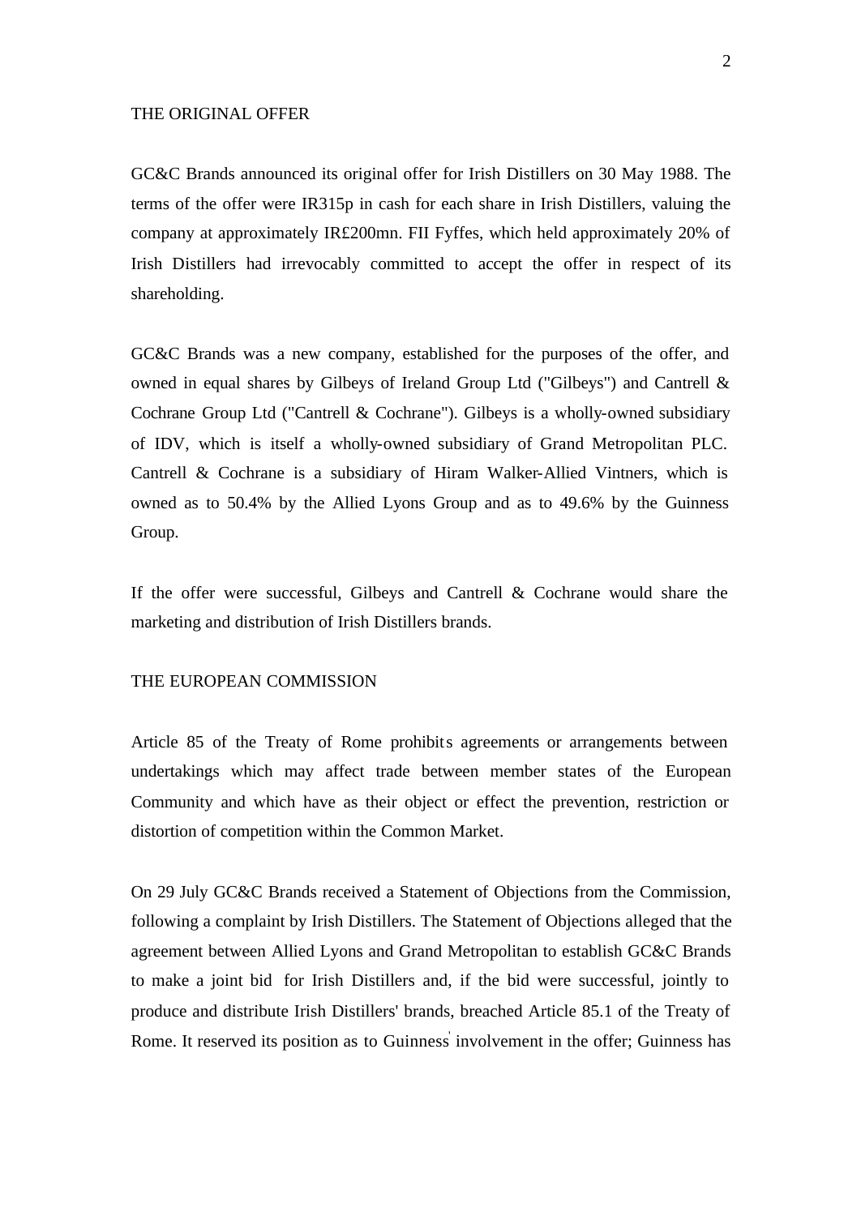## THE ORIGINAL OFFER

GC&C Brands announced its original offer for Irish Distillers on 30 May 1988. The terms of the offer were IR315p in cash for each share in Irish Distillers, valuing the company at approximately IR£200mn. FII Fyffes, which held approximately 20% of Irish Distillers had irrevocably committed to accept the offer in respect of its shareholding.

GC&C Brands was a new company, established for the purposes of the offer, and owned in equal shares by Gilbeys of Ireland Group Ltd ("Gilbeys") and Cantrell & Cochrane Group Ltd ("Cantrell & Cochrane"). Gilbeys is a wholly-owned subsidiary of IDV, which is itself a wholly-owned subsidiary of Grand Metropolitan PLC. Cantrell & Cochrane is a subsidiary of Hiram Walker-Allied Vintners, which is owned as to 50.4% by the Allied Lyons Group and as to 49.6% by the Guinness Group.

If the offer were successful, Gilbeys and Cantrell & Cochrane would share the marketing and distribution of Irish Distillers brands.

## THE EUROPEAN COMMISSION

Article 85 of the Treaty of Rome prohibits agreements or arrangements between undertakings which may affect trade between member states of the European Community and which have as their object or effect the prevention, restriction or distortion of competition within the Common Market.

On 29 July GC&C Brands received a Statement of Objections from the Commission, following a complaint by Irish Distillers. The Statement of Objections alleged that the agreement between Allied Lyons and Grand Metropolitan to establish GC&C Brands to make a joint bid for Irish Distillers and, if the bid were successful, jointly to produce and distribute Irish Distillers' brands, breached Article 85.1 of the Treaty of Rome. It reserved its position as to Guinness' involvement in the offer; Guinness has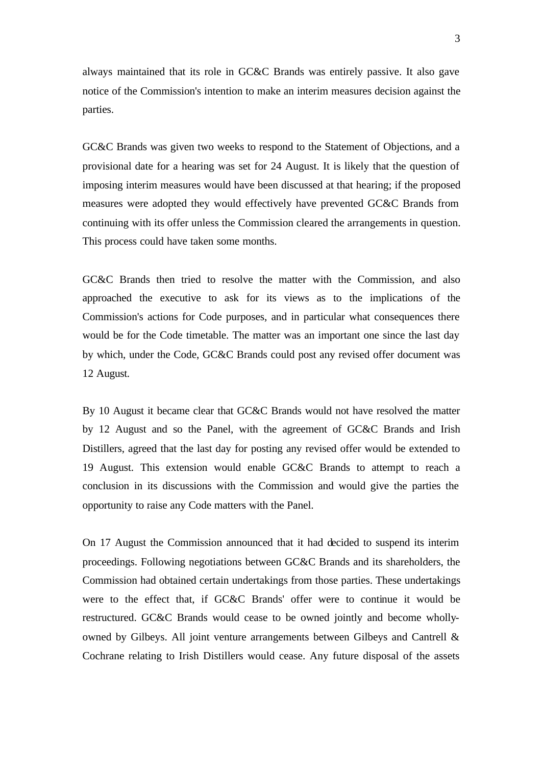always maintained that its role in GC&C Brands was entirely passive. It also gave notice of the Commission's intention to make an interim measures decision against the parties.

GC&C Brands was given two weeks to respond to the Statement of Objections, and a provisional date for a hearing was set for 24 August. It is likely that the question of imposing interim measures would have been discussed at that hearing; if the proposed measures were adopted they would effectively have prevented GC&C Brands from continuing with its offer unless the Commission cleared the arrangements in question. This process could have taken some months.

GC&C Brands then tried to resolve the matter with the Commission, and also approached the executive to ask for its views as to the implications of the Commission's actions for Code purposes, and in particular what consequences there would be for the Code timetable. The matter was an important one since the last day by which, under the Code, GC&C Brands could post any revised offer document was 12 August.

By 10 August it became clear that GC&C Brands would not have resolved the matter by 12 August and so the Panel, with the agreement of GC&C Brands and Irish Distillers, agreed that the last day for posting any revised offer would be extended to 19 August. This extension would enable GC&C Brands to attempt to reach a conclusion in its discussions with the Commission and would give the parties the opportunity to raise any Code matters with the Panel.

On 17 August the Commission announced that it had decided to suspend its interim proceedings. Following negotiations between GC&C Brands and its shareholders, the Commission had obtained certain undertakings from those parties. These undertakings were to the effect that, if GC&C Brands' offer were to continue it would be restructured. GC&C Brands would cease to be owned jointly and become wholly-owned by Gilbeys. All joint venture arrangements between Gilbeys and Cantrell & Cochrane relating to Irish Distillers would cease. Any future disposal of the assets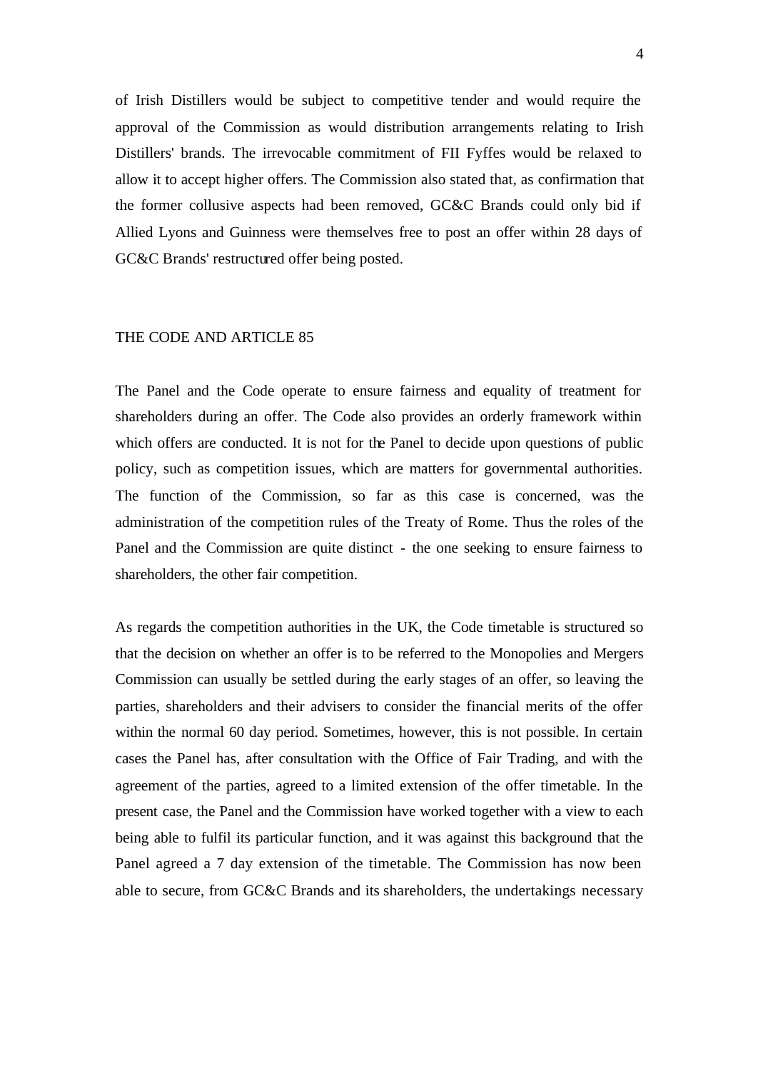of Irish Distillers would be subject to competitive tender and would require the approval of the Commission as would distribution arrangements relating to Irish Distillers' brands. The irrevocable commitment of FII Fyffes would be relaxed to allow it to accept higher offers. The Commission also stated that, as confirmation that the former collusive aspects had been removed, GC&C Brands could only bid if Allied Lyons and Guinness were themselves free to post an offer within 28 days of GC&C Brands' restructured offer being posted.

## THE CODE AND ARTICLE 85

The Panel and the Code operate to ensure fairness and equality of treatment for shareholders during an offer. The Code also provides an orderly framework within which offers are conducted. It is not for the Panel to decide upon questions of public policy, such as competition issues, which are matters for governmental authorities. The function of the Commission, so far as this case is concerned, was the administration of the competition rules of the Treaty of Rome. Thus the roles of the Panel and the Commission are quite distinct - the one seeking to ensure fairness to shareholders, the other fair competition.

As regards the competition authorities in the UK, the Code timetable is structured so that the decision on whether an offer is to be referred to the Monopolies and Mergers Commission can usually be settled during the early stages of an offer, so leaving the parties, shareholders and their advisers to consider the financial merits of the offer within the normal 60 day period. Sometimes, however, this is not possible. In certain cases the Panel has, after consultation with the Office of Fair Trading, and with the agreement of the parties, agreed to a limited extension of the offer timetable. In the present case, the Panel and the Commission have worked together with a view to each being able to fulfil its particular function, and it was against this background that the Panel agreed a 7 day extension of the timetable. The Commission has now been able to secure, from GC&C Brands and its shareholders, the undertakings necessary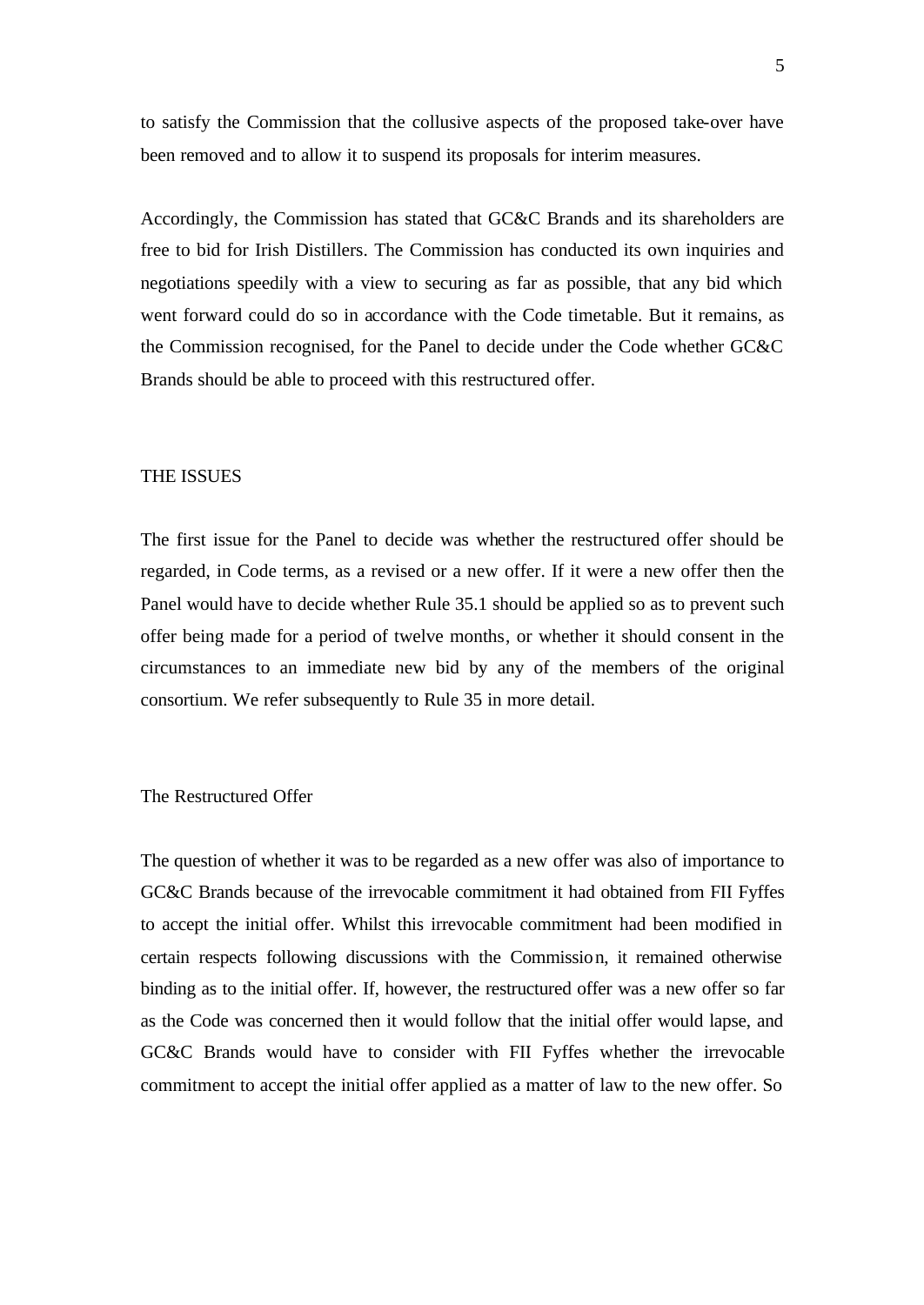to satisfy the Commission that the collusive aspects of the proposed take-over have been removed and to allow it to suspend its proposals for interim measures.

Accordingly, the Commission has stated that GC&C Brands and its shareholders are free to bid for Irish Distillers. The Commission has conducted its own inquiries and negotiations speedily with a view to securing as far as possible, that any bid which went forward could do so in accordance with the Code timetable. But it remains, as the Commission recognised, for the Panel to decide under the Code whether GC&C Brands should be able to proceed with this restructured offer.

## THE ISSUES

The first issue for the Panel to decide was whether the restructured offer should be regarded, in Code terms, as a revised or a new offer. If it were a new offer then the Panel would have to decide whether Rule 35.1 should be applied so as to prevent such offer being made for a period of twelve months, or whether it should consent in the circumstances to an immediate new bid by any of the members of the original consortium. We refer subsequently to Rule 35 in more detail.

### The Restructured Offer

The question of whether it was to be regarded as a new offer was also of importance to GC&C Brands because of the irrevocable commitment it had obtained from FII Fyffes to accept the initial offer. Whilst this irrevocable commitment had been modified in certain respects following discussions with the Commission, it remained otherwise binding as to the initial offer. If, however, the restructured offer was a new offer so far as the Code was concerned then it would follow that the initial offer would lapse, and GC&C Brands would have to consider with FII Fyffes whether the irrevocable commitment to accept the initial offer applied as a matter of law to the new offer. So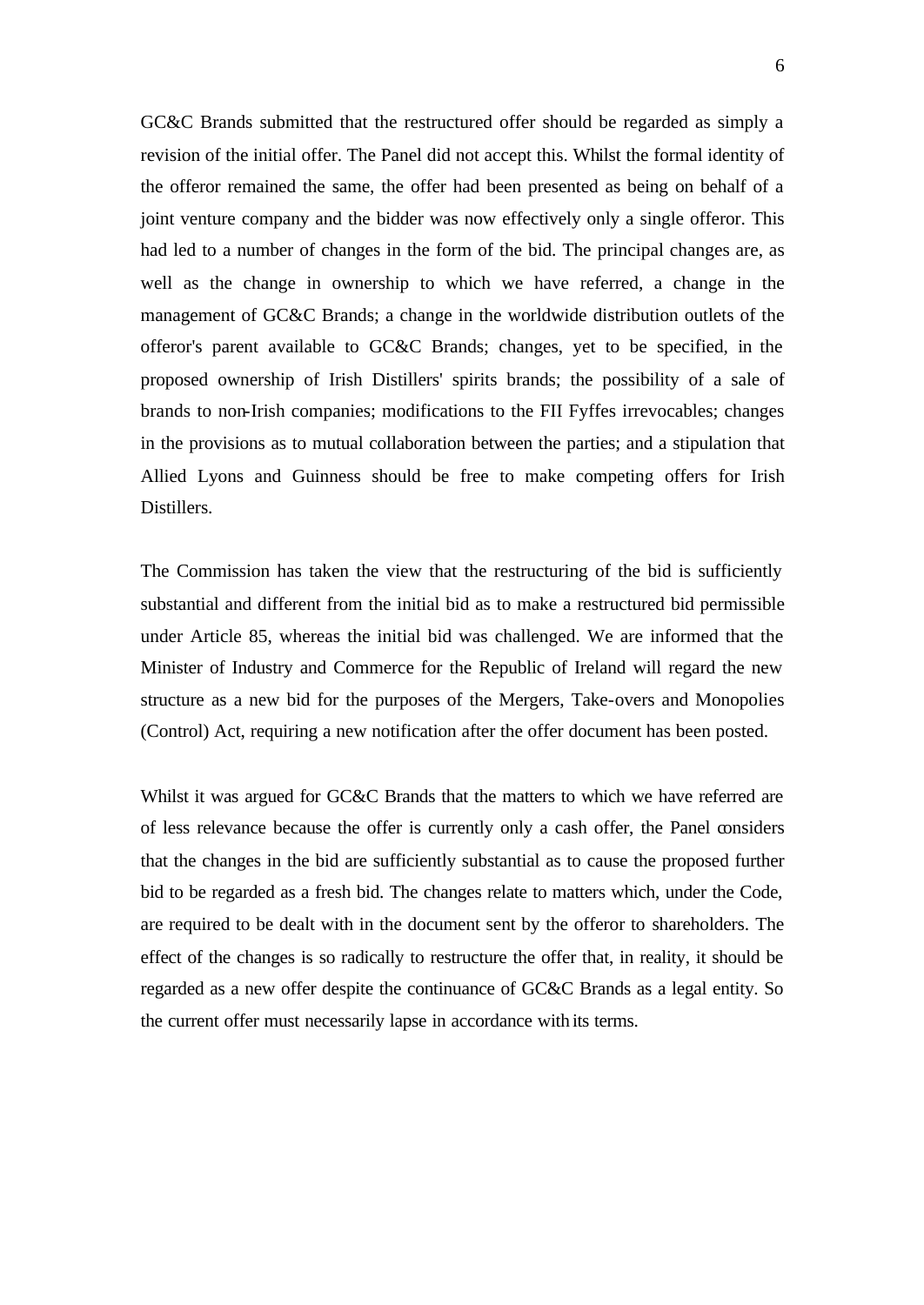GC&C Brands submitted that the restructured offer should be regarded as simply a revision of the initial offer. The Panel did not accept this. Whilst the formal identity of the offeror remained the same, the offer had been presented as being on behalf of a joint venture company and the bidder was now effectively only a single offeror. This had led to a number of changes in the form of the bid. The principal changes are, as well as the change in ownership to which we have referred, a change in the management of GC&C Brands; a change in the worldwide distribution outlets of the offeror's parent available to GC&C Brands; changes, yet to be specified, in the proposed ownership of Irish Distillers' spirits brands; the possibility of a sale of brands to non-Irish companies; modifications to the FII Fyffes irrevocables; changes in the provisions as to mutual collaboration between the parties; and a stipulation that Allied Lyons and Guinness should be free to make competing offers for Irish Distillers.

The Commission has taken the view that the restructuring of the bid is sufficiently substantial and different from the initial bid as to make a restructured bid permissible under Article 85, whereas the initial bid was challenged. We are informed that the Minister of Industry and Commerce for the Republic of Ireland will regard the new structure as a new bid for the purposes of the Mergers, Take-overs and Monopolies (Control) Act, requiring a new notification after the offer document has been posted.

Whilst it was argued for GC&C Brands that the matters to which we have referred are of less relevance because the offer is currently only a cash offer, the Panel considers that the changes in the bid are sufficiently substantial as to cause the proposed further bid to be regarded as a fresh bid. The changes relate to matters which, under the Code, are required to be dealt with in the document sent by the offeror to shareholders. The effect of the changes is so radically to restructure the offer that, in reality, it should be regarded as a new offer despite the continuance of GC&C Brands as a legal entity. So the current offer must necessarily lapse in accordance with its terms.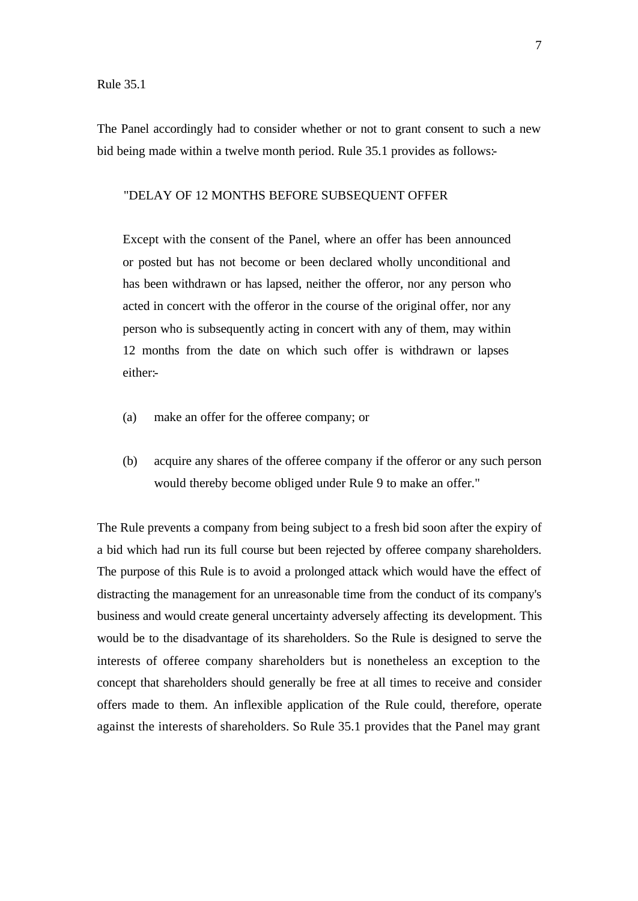Rule 35.1

The Panel accordingly had to consider whether or not to grant consent to such a new bid being made within a twelve month period. Rule 35.1 provides as follows:-

> "DELAY OF 12 MONTHS BEFORE SUBSEQUENT OFFER
>
> Except with the consent of the Panel, where an offer has been announced or posted but has not become or been declared wholly unconditional and has been withdrawn or has lapsed, neither the offeror, nor any person who acted in concert with the offeror in the course of the original offer, nor any person who is subsequently acting in concert with any of them, may within 12 months from the date on which such offer is withdrawn or lapses either:-
>
> (a) make an offer for the offeree company; or
>
> (b) acquire any shares of the offeree company if the offeror or any such person would thereby become obliged under Rule 9 to make an offer."

The Rule prevents a company from being subject to a fresh bid soon after the expiry of a bid which had run its full course but been rejected by offeree company shareholders. The purpose of this Rule is to avoid a prolonged attack which would have the effect of distracting the management for an unreasonable time from the conduct of its company's business and would create general uncertainty adversely affecting its development. This would be to the disadvantage of its shareholders. So the Rule is designed to serve the interests of offeree company shareholders but is nonetheless an exception to the concept that shareholders should generally be free at all times to receive and consider offers made to them. An inflexible application of the Rule could, therefore, operate against the interests of shareholders. So Rule 35.1 provides that the Panel may grant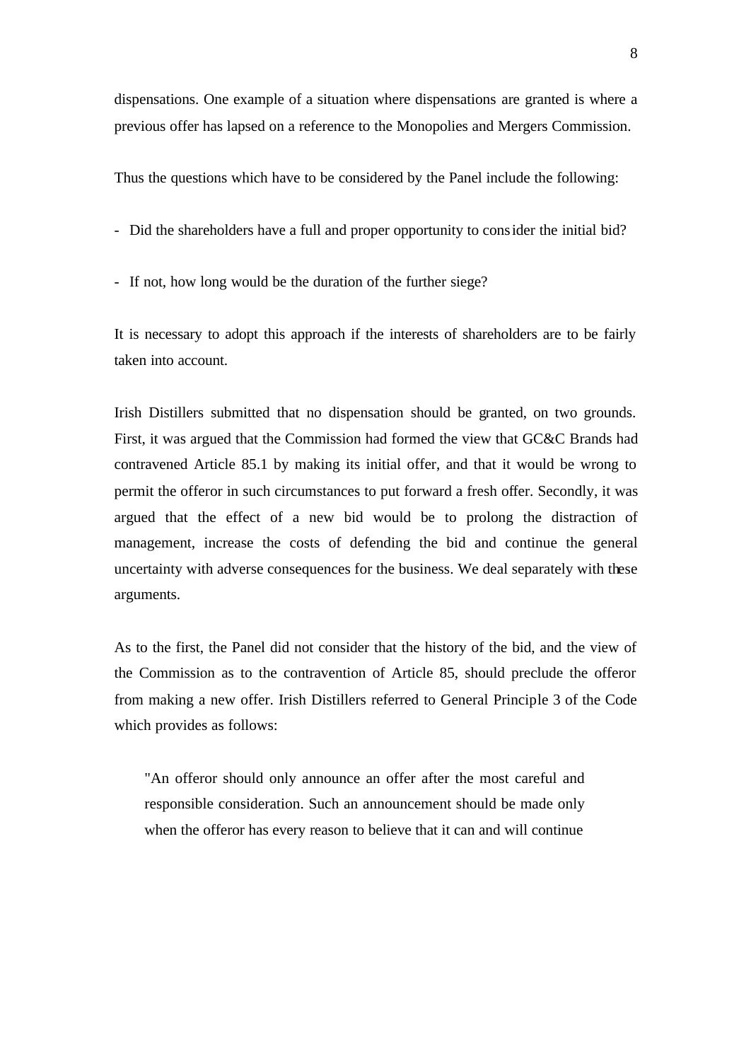dispensations. One example of a situation where dispensations are granted is where a previous offer has lapsed on a reference to the Monopolies and Mergers Commission.

Thus the questions which have to be considered by the Panel include the following:

- Did the shareholders have a full and proper opportunity to consider the initial bid?

- If not, how long would be the duration of the further siege?

It is necessary to adopt this approach if the interests of shareholders are to be fairly taken into account.

Irish Distillers submitted that no dispensation should be granted, on two grounds. First, it was argued that the Commission had formed the view that GC&C Brands had contravened Article 85.1 by making its initial offer, and that it would be wrong to permit the offeror in such circumstances to put forward a fresh offer. Secondly, it was argued that the effect of a new bid would be to prolong the distraction of management, increase the costs of defending the bid and continue the general uncertainty with adverse consequences for the business. We deal separately with these arguments.

As to the first, the Panel did not consider that the history of the bid, and the view of the Commission as to the contravention of Article 85, should preclude the offeror from making a new offer. Irish Distillers referred to General Principle 3 of the Code which provides as follows:

> "An offeror should only announce an offer after the most careful and responsible consideration. Such an announcement should be made only when the offeror has every reason to believe that it can and will continue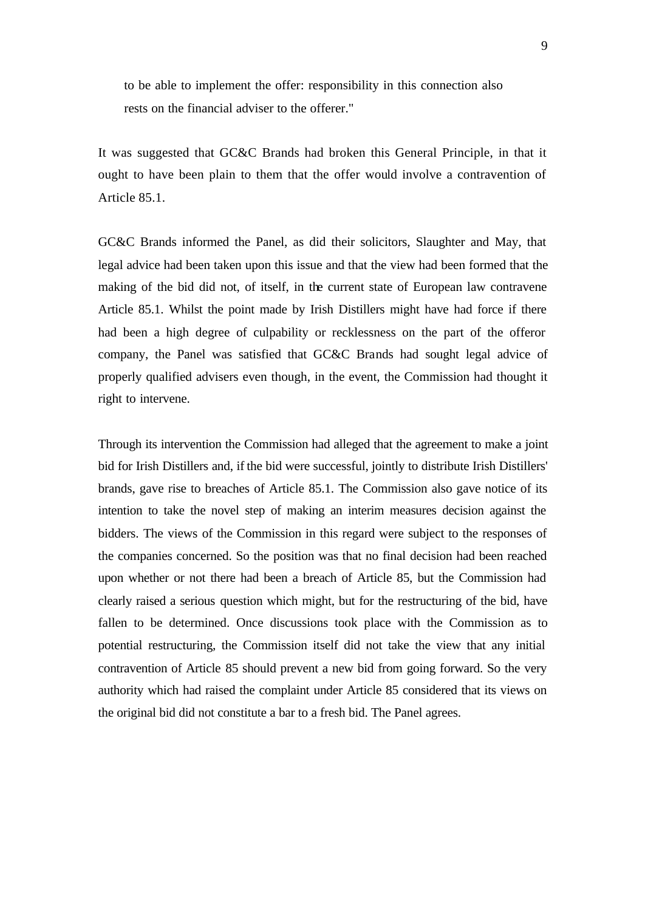> to be able to implement the offer: responsibility in this connection also rests on the financial adviser to the offerer."

It was suggested that GC&C Brands had broken this General Principle, in that it ought to have been plain to them that the offer would involve a contravention of Article 85.1.

GC&C Brands informed the Panel, as did their solicitors, Slaughter and May, that legal advice had been taken upon this issue and that the view had been formed that the making of the bid did not, of itself, in the current state of European law contravene Article 85.1. Whilst the point made by Irish Distillers might have had force if there had been a high degree of culpability or recklessness on the part of the offeror company, the Panel was satisfied that GC&C Brands had sought legal advice of properly qualified advisers even though, in the event, the Commission had thought it right to intervene.

Through its intervention the Commission had alleged that the agreement to make a joint bid for Irish Distillers and, if the bid were successful, jointly to distribute Irish Distillers' brands, gave rise to breaches of Article 85.1. The Commission also gave notice of its intention to take the novel step of making an interim measures decision against the bidders. The views of the Commission in this regard were subject to the responses of the companies concerned. So the position was that no final decision had been reached upon whether or not there had been a breach of Article 85, but the Commission had clearly raised a serious question which might, but for the restructuring of the bid, have fallen to be determined. Once discussions took place with the Commission as to potential restructuring, the Commission itself did not take the view that any initial contravention of Article 85 should prevent a new bid from going forward. So the very authority which had raised the complaint under Article 85 considered that its views on the original bid did not constitute a bar to a fresh bid. The Panel agrees.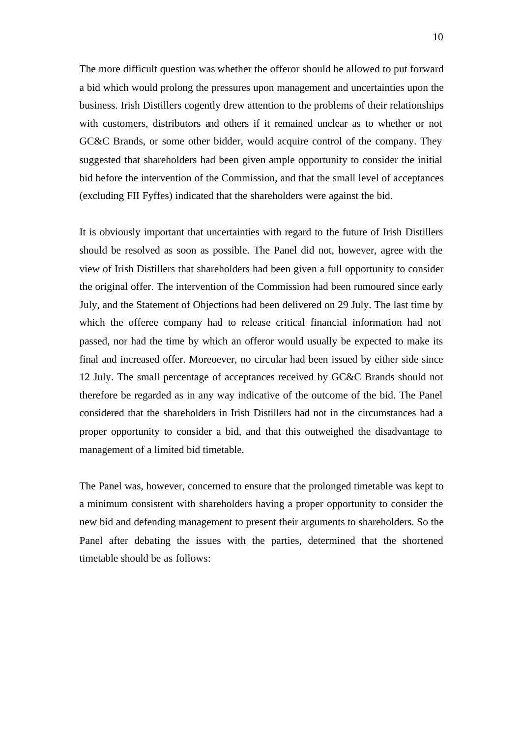The more difficult question was whether the offeror should be allowed to put forward a bid which would prolong the pressures upon management and uncertainties upon the business. Irish Distillers cogently drew attention to the problems of their relationships with customers, distributors and others if it remained unclear as to whether or not GC&C Brands, or some other bidder, would acquire control of the company. They suggested that shareholders had been given ample opportunity to consider the initial bid before the intervention of the Commission, and that the small level of acceptances (excluding FII Fyffes) indicated that the shareholders were against the bid.

It is obviously important that uncertainties with regard to the future of Irish Distillers should be resolved as soon as possible. The Panel did not, however, agree with the view of Irish Distillers that shareholders had been given a full opportunity to consider the original offer. The intervention of the Commission had been rumoured since early July, and the Statement of Objections had been delivered on 29 July. The last time by which the offeree company had to release critical financial information had not passed, nor had the time by which an offeror would usually be expected to make its final and increased offer. Moreoever, no circular had been issued by either side since 12 July. The small percentage of acceptances received by GC&C Brands should not therefore be regarded as in any way indicative of the outcome of the bid. The Panel considered that the shareholders in Irish Distillers had not in the circumstances had a proper opportunity to consider a bid, and that this outweighed the disadvantage to management of a limited bid timetable.

The Panel was, however, concerned to ensure that the prolonged timetable was kept to a minimum consistent with shareholders having a proper opportunity to consider the new bid and defending management to present their arguments to shareholders. So the Panel after debating the issues with the parties, determined that the shortened timetable should be as follows: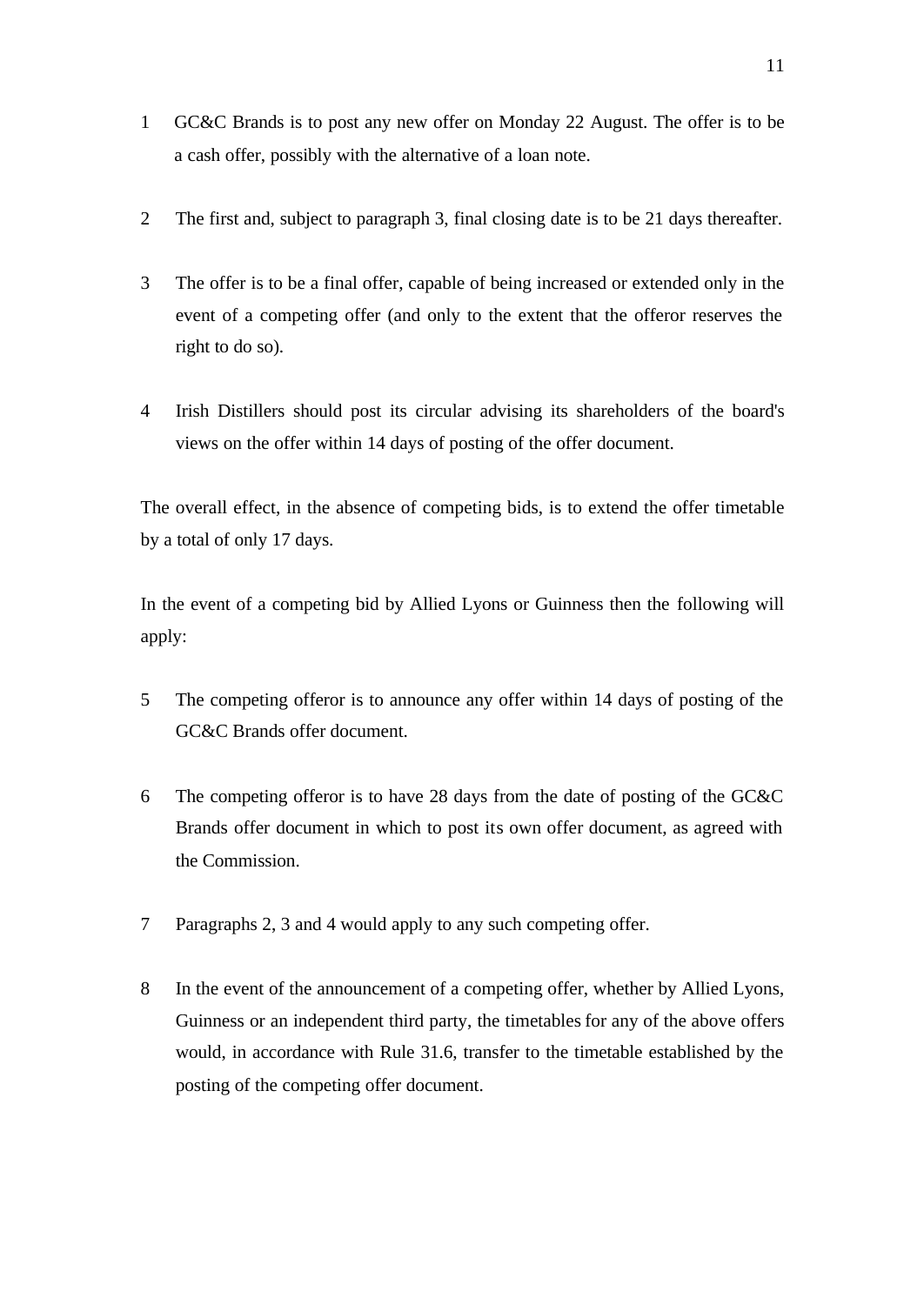1. GC&C Brands is to post any new offer on Monday 22 August. The offer is to be a cash offer, possibly with the alternative of a loan note.

2. The first and, subject to paragraph 3, final closing date is to be 21 days thereafter.

3. The offer is to be a final offer, capable of being increased or extended only in the event of a competing offer (and only to the extent that the offeror reserves the right to do so).

4. Irish Distillers should post its circular advising its shareholders of the board's views on the offer within 14 days of posting of the offer document.

The overall effect, in the absence of competing bids, is to extend the offer timetable by a total of only 17 days.

In the event of a competing bid by Allied Lyons or Guinness then the following will apply:

5. The competing offeror is to announce any offer within 14 days of posting of the GC&C Brands offer document.

6. The competing offeror is to have 28 days from the date of posting of the GC&C Brands offer document in which to post its own offer document, as agreed with the Commission.

7. Paragraphs 2, 3 and 4 would apply to any such competing offer.

8. In the event of the announcement of a competing offer, whether by Allied Lyons, Guinness or an independent third party, the timetables for any of the above offers would, in accordance with Rule 31.6, transfer to the timetable established by the posting of the competing offer document.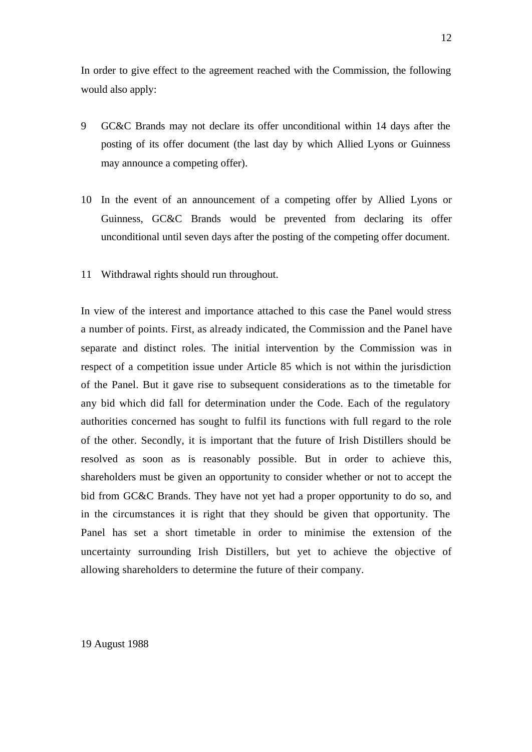In order to give effect to the agreement reached with the Commission, the following would also apply:

9 GC&C Brands may not declare its offer unconditional within 14 days after the posting of its offer document (the last day by which Allied Lyons or Guinness may announce a competing offer).

10 In the event of an announcement of a competing offer by Allied Lyons or Guinness, GC&C Brands would be prevented from declaring its offer unconditional until seven days after the posting of the competing offer document.

11 Withdrawal rights should run throughout.

In view of the interest and importance attached to this case the Panel would stress a number of points. First, as already indicated, the Commission and the Panel have separate and distinct roles. The initial intervention by the Commission was in respect of a competition issue under Article 85 which is not within the jurisdiction of the Panel. But it gave rise to subsequent considerations as to the timetable for any bid which did fall for determination under the Code. Each of the regulatory authorities concerned has sought to fulfil its functions with full regard to the role of the other. Secondly, it is important that the future of Irish Distillers should be resolved as soon as is reasonably possible. But in order to achieve this, shareholders must be given an opportunity to consider whether or not to accept the bid from GC&C Brands. They have not yet had a proper opportunity to do so, and in the circumstances it is right that they should be given that opportunity. The Panel has set a short timetable in order to minimise the extension of the uncertainty surrounding Irish Distillers, but yet to achieve the objective of allowing shareholders to determine the future of their company.

19 August 1988